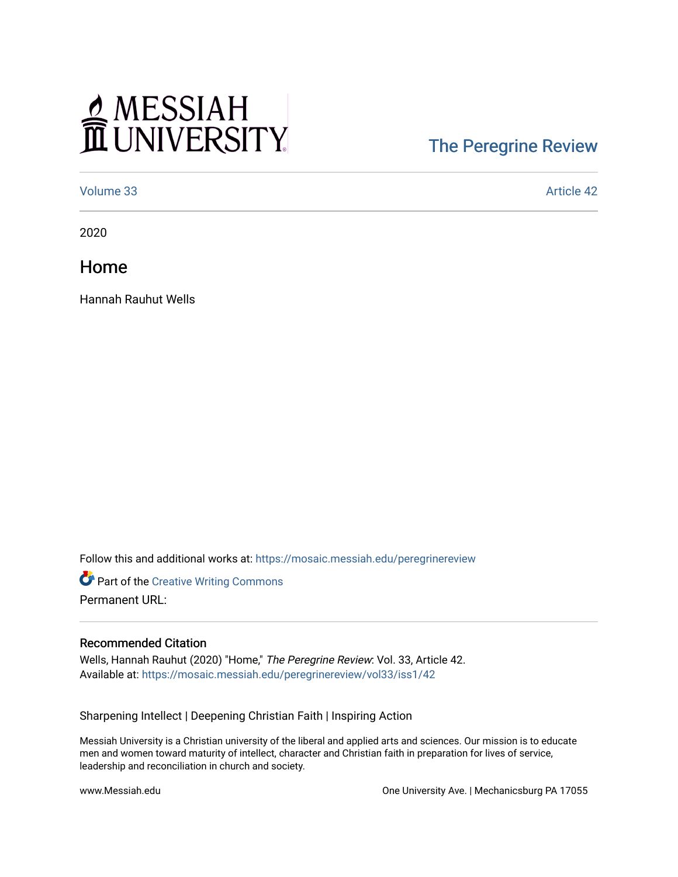MESSIAH UNIVERSITY

The Peregrine Review

Volume 33 Article 42

2020

# Home

Hannah Rauhut Wells

Follow this and additional works at: https://mosaic.messiah.edu/peregrinereview

Part of the Creative Writing Commons

Permanent URL:

### Recommended Citation

Wells, Hannah Rauhut (2020) "Home," *The Peregrine Review*: Vol. 33, Article 42.
Available at: https://mosaic.messiah.edu/peregrinereview/vol33/iss1/42

Sharpening Intellect | Deepening Christian Faith | Inspiring Action

Messiah University is a Christian university of the liberal and applied arts and sciences. Our mission is to educate men and women toward maturity of intellect, character and Christian faith in preparation for lives of service, leadership and reconciliation in church and society.

www.Messiah.edu One University Ave. | Mechanicsburg PA 17055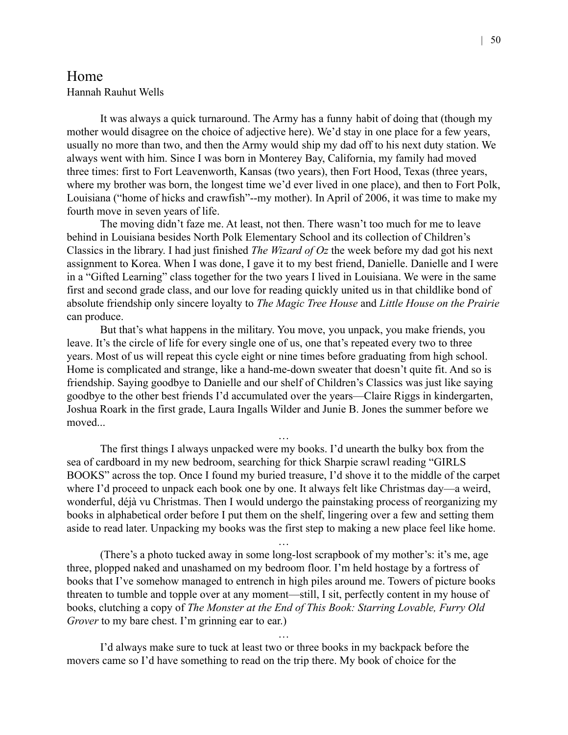# Home

Hannah Rauhut Wells

It was always a quick turnaround. The Army has a funny habit of doing that (though my mother would disagree on the choice of adjective here). We'd stay in one place for a few years, usually no more than two, and then the Army would ship my dad off to his next duty station. We always went with him. Since I was born in Monterey Bay, California, my family had moved three times: first to Fort Leavenworth, Kansas (two years), then Fort Hood, Texas (three years, where my brother was born, the longest time we'd ever lived in one place), and then to Fort Polk, Louisiana ("home of hicks and crawfish"--my mother). In April of 2006, it was time to make my fourth move in seven years of life.

The moving didn't faze me. At least, not then. There wasn't too much for me to leave behind in Louisiana besides North Polk Elementary School and its collection of Children's Classics in the library. I had just finished *The Wizard of Oz* the week before my dad got his next assignment to Korea. When I was done, I gave it to my best friend, Danielle. Danielle and I were in a "Gifted Learning" class together for the two years I lived in Louisiana. We were in the same first and second grade class, and our love for reading quickly united us in that childlike bond of absolute friendship only sincere loyalty to *The Magic Tree House* and *Little House on the Prairie* can produce.

But that's what happens in the military. You move, you unpack, you make friends, you leave. It's the circle of life for every single one of us, one that's repeated every two to three years. Most of us will repeat this cycle eight or nine times before graduating from high school. Home is complicated and strange, like a hand-me-down sweater that doesn't quite fit. And so is friendship. Saying goodbye to Danielle and our shelf of Children's Classics was just like saying goodbye to the other best friends I'd accumulated over the years—Claire Riggs in kindergarten, Joshua Roark in the first grade, Laura Ingalls Wilder and Junie B. Jones the summer before we moved...

…

The first things I always unpacked were my books. I'd unearth the bulky box from the sea of cardboard in my new bedroom, searching for thick Sharpie scrawl reading "GIRLS BOOKS" across the top. Once I found my buried treasure, I'd shove it to the middle of the carpet where I'd proceed to unpack each book one by one. It always felt like Christmas day—a weird, wonderful, déjà vu Christmas. Then I would undergo the painstaking process of reorganizing my books in alphabetical order before I put them on the shelf, lingering over a few and setting them aside to read later. Unpacking my books was the first step to making a new place feel like home.

…

(There's a photo tucked away in some long-lost scrapbook of my mother's: it's me, age three, plopped naked and unashamed on my bedroom floor. I'm held hostage by a fortress of books that I've somehow managed to entrench in high piles around me. Towers of picture books threaten to tumble and topple over at any moment—still, I sit, perfectly content in my house of books, clutching a copy of *The Monster at the End of This Book: Starring Lovable, Furry Old Grover* to my bare chest. I'm grinning ear to ear.)

…

I'd always make sure to tuck at least two or three books in my backpack before the movers came so I'd have something to read on the trip there. My book of choice for the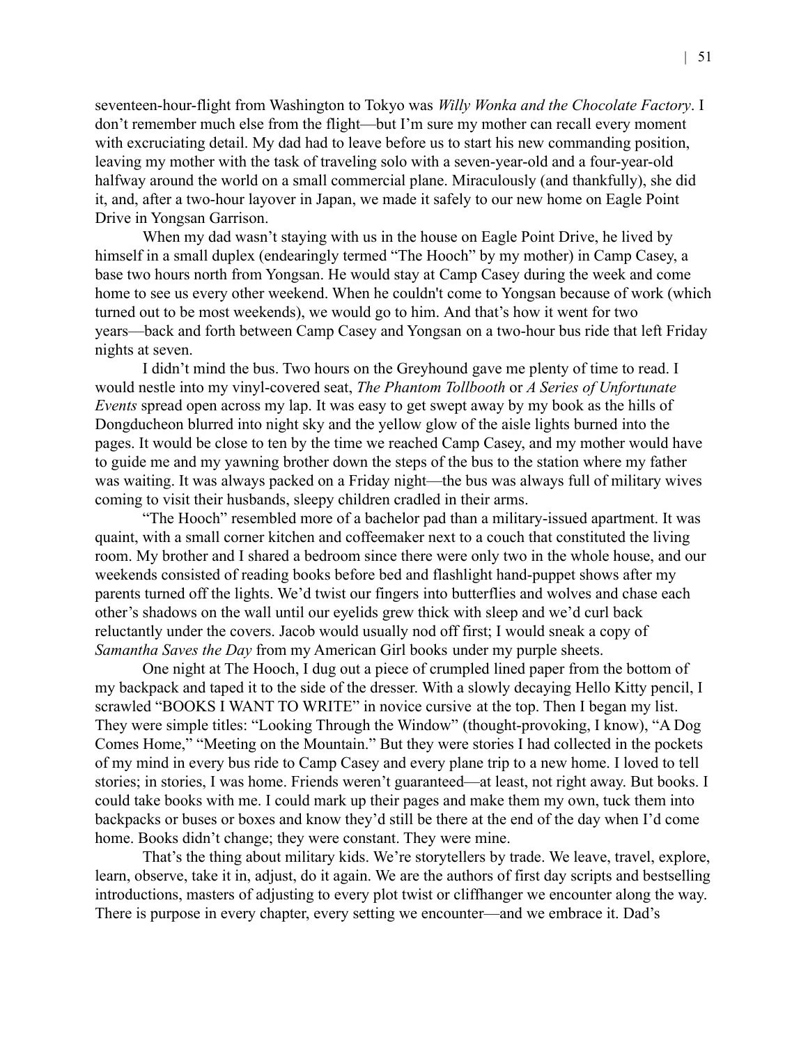seventeen-hour-flight from Washington to Tokyo was *Willy Wonka and the Chocolate Factory*. I don't remember much else from the flight—but I'm sure my mother can recall every moment with excruciating detail. My dad had to leave before us to start his new commanding position, leaving my mother with the task of traveling solo with a seven-year-old and a four-year-old halfway around the world on a small commercial plane. Miraculously (and thankfully), she did it, and, after a two-hour layover in Japan, we made it safely to our new home on Eagle Point Drive in Yongsan Garrison.

When my dad wasn't staying with us in the house on Eagle Point Drive, he lived by himself in a small duplex (endearingly termed "The Hooch" by my mother) in Camp Casey, a base two hours north from Yongsan. He would stay at Camp Casey during the week and come home to see us every other weekend. When he couldn't come to Yongsan because of work (which turned out to be most weekends), we would go to him. And that's how it went for two years—back and forth between Camp Casey and Yongsan on a two-hour bus ride that left Friday nights at seven.

I didn't mind the bus. Two hours on the Greyhound gave me plenty of time to read. I would nestle into my vinyl-covered seat, *The Phantom Tollbooth* or *A Series of Unfortunate Events* spread open across my lap. It was easy to get swept away by my book as the hills of Dongducheon blurred into night sky and the yellow glow of the aisle lights burned into the pages. It would be close to ten by the time we reached Camp Casey, and my mother would have to guide me and my yawning brother down the steps of the bus to the station where my father was waiting. It was always packed on a Friday night—the bus was always full of military wives coming to visit their husbands, sleepy children cradled in their arms.

"The Hooch" resembled more of a bachelor pad than a military-issued apartment. It was quaint, with a small corner kitchen and coffeemaker next to a couch that constituted the living room. My brother and I shared a bedroom since there were only two in the whole house, and our weekends consisted of reading books before bed and flashlight hand-puppet shows after my parents turned off the lights. We'd twist our fingers into butterflies and wolves and chase each other's shadows on the wall until our eyelids grew thick with sleep and we'd curl back reluctantly under the covers. Jacob would usually nod off first; I would sneak a copy of *Samantha Saves the Day* from my American Girl books under my purple sheets.

One night at The Hooch, I dug out a piece of crumpled lined paper from the bottom of my backpack and taped it to the side of the dresser. With a slowly decaying Hello Kitty pencil, I scrawled "BOOKS I WANT TO WRITE" in novice cursive at the top. Then I began my list. They were simple titles: "Looking Through the Window" (thought-provoking, I know), "A Dog Comes Home," "Meeting on the Mountain." But they were stories I had collected in the pockets of my mind in every bus ride to Camp Casey and every plane trip to a new home. I loved to tell stories; in stories, I was home. Friends weren't guaranteed—at least, not right away. But books. I could take books with me. I could mark up their pages and make them my own, tuck them into backpacks or buses or boxes and know they'd still be there at the end of the day when I'd come home. Books didn't change; they were constant. They were mine.

That's the thing about military kids. We're storytellers by trade. We leave, travel, explore, learn, observe, take it in, adjust, do it again. We are the authors of first day scripts and bestselling introductions, masters of adjusting to every plot twist or cliffhanger we encounter along the way. There is purpose in every chapter, every setting we encounter—and we embrace it. Dad's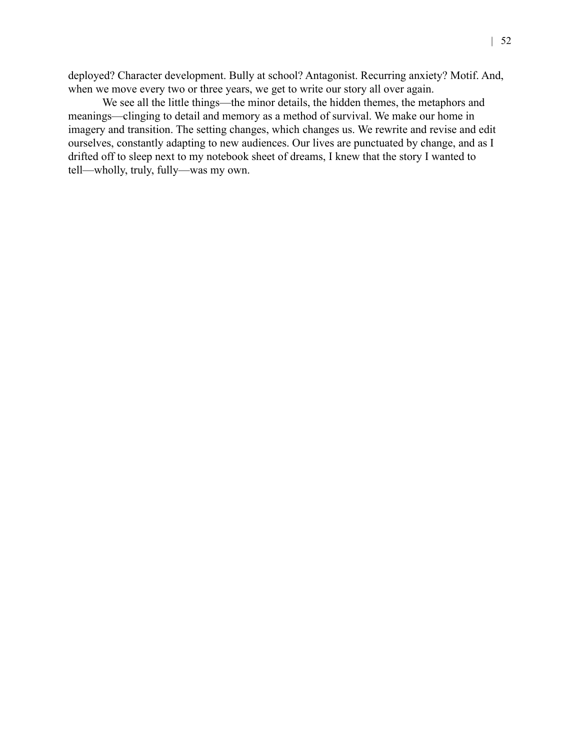deployed? Character development. Bully at school? Antagonist. Recurring anxiety? Motif. And, when we move every two or three years, we get to write our story all over again.

We see all the little things—the minor details, the hidden themes, the metaphors and meanings—clinging to detail and memory as a method of survival. We make our home in imagery and transition. The setting changes, which changes us. We rewrite and revise and edit ourselves, constantly adapting to new audiences. Our lives are punctuated by change, and as I drifted off to sleep next to my notebook sheet of dreams, I knew that the story I wanted to tell—wholly, truly, fully—was my own.